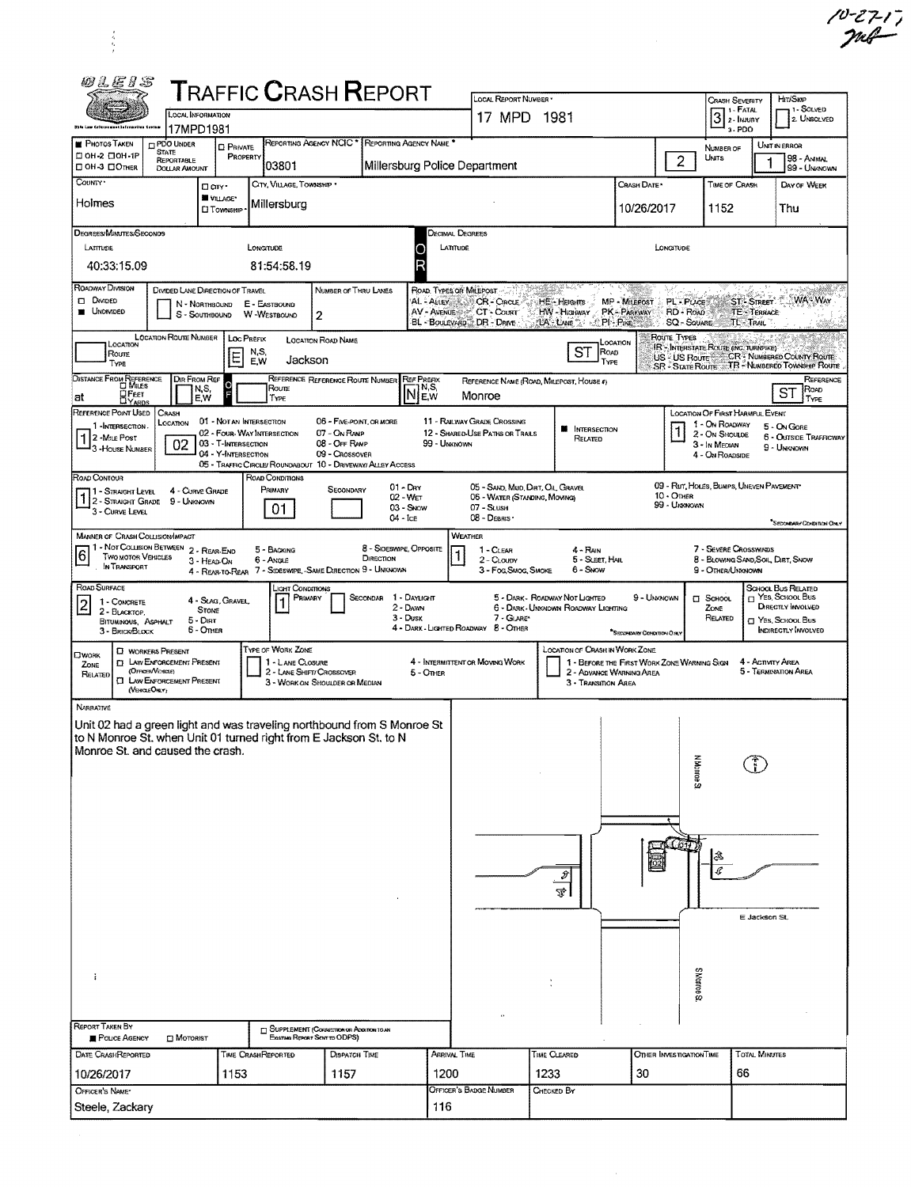10-27-17

# TRAFFIC CRASH REPORT

OLEIS

| Field | Value |
|---|---|
| Local Information | 17MPD1981 |
| Local Report Number | 17 MPD 1981 |
| Crash Severity | 3 (1 - Fatal, 2 - Injury, 3 - PDO) |
| Hit/Skip | (1 - Solved, 2 - Unsolved) |
| Photos Taken | |
| PDO Under State Reportable Dollar Amount | |
| Private Property | |
| Reporting Agency NCIC | 03801 |
| Reporting Agency Name | Millersburg Police Department |
| Number of Units | 2 |
| Unit in Error | 1 (98 - Animal, 99 - Unknown) |
| County | Holmes |
| City/Village/Township | Village |
| City, Village, Township | Millersburg |
| Crash Date | 10/26/2017 |
| Time of Crash | 1152 |
| Day of Week | Thu |

**Degrees/Minutes/Seconds**

| Latitude | Longitude |
|---|---|
| 40:33:15.09 | 81:54:58.19 |

**Decimal Degrees** — Latitude: / Longitude:

| Field | Value |
|---|---|
| Roadway Division | Undivided |
| Divided Lane Direction of Travel | |
| Number of Thru Lanes | 2 |
| Location Route Type | |
| Location Route Number | |
| Loc Prefix | E |
| Location Road Name | Jackson |
| Location Road Type | ST |
| Distance From Reference | at |
| Dir From Ref | |
| Reference Route Number | |
| Ref Prefix | N |
| Reference Name (Road, Milepost, House #) | Monroe |
| Reference Road Type | ST |
| Reference Point Used | 1 - Intersection |
| Crash Location | 02 - Four-Way Intersection |
| Intersection Related | Yes |
| Location of First Harmful Event | 1 - On Roadway |
| Road Contour | 1 - Straight Level |
| Road Conditions Primary | 01 - Dry |
| Road Conditions Secondary | |
| Manner of Crash Collision/Impact | 6 - Angle |
| Weather | 1 - Clear |
| Road Surface | 2 - Blacktop, Bituminous, Asphalt |
| Light Conditions Primary | 1 - Daylight |
| Light Conditions Secondary | |
| School Zone Related | |
| Work Zone Related | |

Road Types or Milepost: AL - Alley, AV - Avenue, BL - Boulevard, CR - Circle, CT - Court, DR - Drive, HE - Heights, HW - Highway, LA - Lane, MP - Milepost, PK - Parkway, PI - Pike, PL - Place, RD - Road, SQ - Square, ST - Street, TE - Terrace, TL - Trail, WA - Way

Route Types: IR - Interstate Route (inc. turnpike), US - US Route, SR - State Route, CR - Numbered County Route, TR - Numbered Township Route

## Narrative

Unit 02 had a green light and was traveling northbound from S Monroe St to N Monroe St. when Unit 01 turned right from E Jackson St. to N Monroe St. and caused the crash.

Diagram labels: N Monroe St, S Monroe St, E Jackson St, 01, 02

| Field | Value |
|---|---|
| Report Taken By | Police Agency |
| Supplement | |
| Date Crash Reported | 10/26/2017 |
| Time Crash Reported | 1153 |
| Dispatch Time | 1157 |
| Arrival Time | 1200 |
| Time Cleared | 1233 |
| Other Investigation Time | 30 |
| Total Minutes | 66 |
| Officer's Name | Steele, Zackary |
| Officer's Badge Number | 116 |
| Checked By | |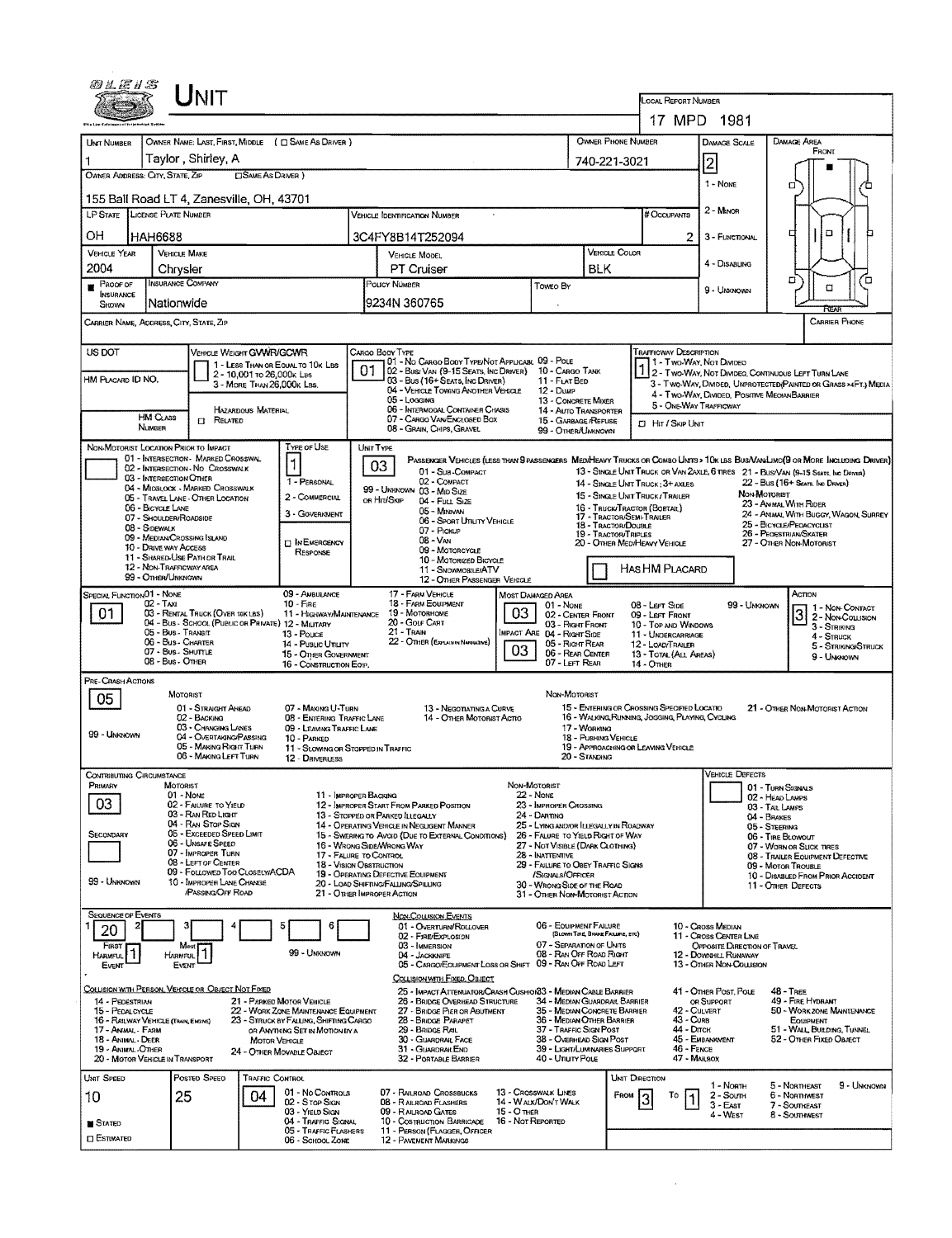# UNIT

**LOCAL REPORT NUMBER:** 17 MPD 1981

| UNIT NUMBER | OWNER NAME: LAST, FIRST, MIDDLE ( ☐ SAME AS DRIVER ) | OWNER PHONE NUMBER | DAMAGE SCALE | DAMAGE AREA |
|---|---|---|---|---|
| 1 | Taylor , Shirley, A | 740-221-3021 | 2 | FRONT |

**OWNER ADDRESS: CITY, STATE, ZIP** ☐ SAME AS DRIVER )
155 Ball Road LT 4, Zanesville, OH, 43701

Damage Scale: 1 - NONE, 2 - MINOR, 3 - FUNCTIONAL, 4 - DISABLING, 9 - UNKNOWN

| LP STATE | LICENSE PLATE NUMBER | VEHICLE IDENTIFICATION NUMBER | # OCCUPANTS |
|---|---|---|---|
| OH | HAH6688 | 3C4FY8B14T252094 | 2 |

| VEHICLE YEAR | VEHICLE MAKE | VEHICLE MODEL | VEHICLE COLOR |
|---|---|---|---|
| 2004 | Chrysler | PT Cruiser | BLK |

| PROOF OF INSURANCE SHOWN | INSURANCE COMPANY | POLICY NUMBER | TOWED BY |
|---|---|---|---|
| ■ | Nationwide | 9234N 360765 | |

CARRIER NAME, ADDRESS, CITY, STATE, ZIP — CARRIER PHONE

US DOT — VEHICLE WEIGHT GVWR/GCWR: 1 - LESS THAN OR EQUAL TO 10K LBS; 2 - 10,001 TO 26,000K LBS; 3 - MORE THAN 26,000K LBS.

HM PLACARD ID NO. — HM CLASS NUMBER — HAZARDOUS MATERIAL ☐ RELATED

CARGO BODY TYPE: **01** — 01 - NO CARGO BODY TYPE/NOT APPLICABLE; 02 - BUS/VAN (9-15 SEATS, INC DRIVER); 03 - BUS (16+ SEATS, INC DRIVER); 04 - VEHICLE TOWING ANOTHER VEHICLE; 05 - LOGGING; 06 - INTERMODAL CONTAINER CHASSIS; 07 - CARGO VAN/ENCLOSED BOX; 08 - GRAIN, CHIPS, GRAVEL; 09 - POLE; 10 - CARGO TANK; 11 - FLAT BED; 12 - DUMP; 13 - CONCRETE MIXER; 14 - AUTO TRANSPORTER; 15 - GARBAGE/REFUSE; 99 - OTHER/UNKNOWN

TRAFFICWAY DESCRIPTION: **1** — 1 - TWO-WAY, NOT DIVIDED; 2 - TWO-WAY, NOT DIVIDED, CONTINUOUS LEFT TURN LANE; 3 - TWO-WAY, DIVIDED, UNPROTECTED (PAINTED OR GRASS >4FT.) MEDIA; 4 - TWO-WAY, DIVIDED, POSITIVE MEDIAN BARRIER; 5 - ONE-WAY TRAFFICWAY; ☐ HIT / SKIP UNIT

NON-MOTORIST LOCATION PRIOR TO IMPACT: 01 - INTERSECTION - MARKED CROSSWAL; 02 - INTERSECTION - NO CROSSWALK; 03 - INTERSECTION OTHER; 04 - MIDBLOCK - MARKED CROSSWALK; 05 - TRAVEL LANE - OTHER LOCATION; 06 - BICYCLE LANE; 07 - SHOULDER/ROADSIDE; 08 - SIDEWALK; 09 - MEDIAN/CROSSING ISLAND; 10 - DRIVE WAY ACCESS; 11 - SHARED-USE PATH OR TRAIL; 12 - NON-TRAFFICWAY AREA; 99 - OTHER/UNKNOWN

TYPE OF USE: **1** — 1 - PERSONAL; 2 - COMMERCIAL; 3 - GOVERNMENT; ☐ IN EMERGENCY RESPONSE

UNIT TYPE: **03** — PASSENGER VEHICLES (LESS THAN 9 PASSENGERS): 01 - SUB-COMPACT; 02 - COMPACT; 99 - UNKNOWN 03 - MID SIZE; OR HIT/SKIP 04 - FULL SIZE; 05 - MINIVAN; 06 - SPORT UTILITY VEHICLE; 07 - PICKUP; 08 - VAN; 09 - MOTORCYCLE; 10 - MOTORIZED BICYCLE; 11 - SNOWMOBILE/ATV; 12 - OTHER PASSENGER VEHICLE. MED/HEAVY TRUCKS OR COMBO UNITS > 10K LBS BUS/VAN/LIMO (9 OR MORE INCLUDING DRIVER): 13 - SINGLE UNIT TRUCK OR VAN 2AXLE, 6 TIRES; 14 - SINGLE UNIT TRUCK; 3+ AXLES; 15 - SINGLE UNIT TRUCK / TRAILER; 16 - TRUCK/TRACTOR (BOBTAIL); 17 - TRACTOR/SEMI-TRAILER; 18 - TRACTOR/DOUBLE; 19 - TRACTOR/TRIPLES; 20 - OTHER MED/HEAVY VEHICLE; 21 - BUS/VAN (9-15 SEATS, INC DRIVER); 22 - BUS (16+ SEATS, INC DRIVER). NON-MOTORIST: 23 - ANIMAL WITH RIDER; 24 - ANIMAL WITH BUGGY, WAGON, SURREY; 25 - BICYCLE/PEDACYCLIST; 26 - PEDESTRIAN/SKATER; 27 - OTHER NON-MOTORIST. ☐ HAS HM PLACARD

SPECIAL FUNCTION: **01** — 01 - NONE; 02 - TAXI; 03 - RENTAL TRUCK (OVER 10K LBS); 04 - BUS - SCHOOL (PUBLIC OR PRIVATE); 05 - BUS - TRANSIT; 06 - BUS - CHARTER; 07 - BUS - SHUTTLE; 08 - BUS - OTHER; 09 - AMBULANCE; 10 - FIRE; 11 - HIGHWAY/MAINTENANCE; 12 - MILITARY; 13 - POLICE; 14 - PUBLIC UTILITY; 15 - OTHER GOVERNMENT; 16 - CONSTRUCTION EQIP.; 17 - FARM VEHICLE; 18 - FARM EQUIPMENT; 19 - MOTORHOME; 20 - GOLF CART; 21 - TRAIN; 22 - OTHER (EXPLAIN IN NARRATIVE)

MOST DAMAGED AREA: **03**; IMPACT AREA: **03** — 01 - NONE; 02 - CENTER FRONT; 03 - RIGHT FRONT; 04 - RIGHT SIDE; 05 - RIGHT REAR; 06 - REAR CENTER; 07 - LEFT REAR; 08 - LEFT SIDE; 09 - LEFT FRONT; 10 - TOP AND WINDOWS; 11 - UNDERCARRIAGE; 12 - LOAD/TRAILER; 13 - TOTAL (ALL AREAS); 14 - OTHER; 99 - UNKNOWN

ACTION: **3** — 1 - NON-CONTACT; 2 - NON-COLLISION; 3 - STRIKING; 4 - STRUCK; 5 - STRIKING/STRUCK; 9 - UNKNOWN

PRE-CRASH ACTIONS: **05** — MOTORIST: 01 - STRAIGHT AHEAD; 02 - BACKING; 03 - CHANGING LANES; 04 - OVERTAKING/PASSING; 05 - MAKING RIGHT TURN; 06 - MAKING LEFT TURN; 07 - MAKING U-TURN; 08 - ENTERING TRAFFIC LANE; 09 - LEAVING TRAFFIC LANE; 10 - PARKED; 11 - SLOWING OR STOPPED IN TRAFFIC; 12 - DRIVERLESS; 13 - NEGOTIATING A CURVE; 14 - OTHER MOTORIST ACTIO; 99 - UNKNOWN. NON-MOTORIST: 15 - ENTERING OR CROSSING SPECIFIED LOCATIO; 16 - WALKING, RUNNING, JOGGING, PLAYING, CYCLING; 17 - WORKING; 18 - PUSHING VEHICLE; 19 - APPROACHING OR LEAVING VEHICLE; 20 - STANDING; 21 - OTHER NON-MOTORIST ACTION

CONTRIBUTING CIRCUMSTANCE: PRIMARY **03**; SECONDARY (blank) — MOTORIST: 01 - NONE; 02 - FAILURE TO YIELD; 03 - RAN RED LIGHT; 04 - RAN STOP SIGN; 05 - EXCEEDED SPEED LIMIT; 06 - UNSAFE SPEED; 07 - IMPROPER TURN; 08 - LEFT OF CENTER; 09 - FOLLOWED TOO CLOSELY/ACDA; 10 - IMPROPER LANE CHANGE /PASSING/OFF ROAD; 11 - IMPROPER BACKING; 12 - IMPROPER START FROM PARKED POSITION; 13 - STOPPED OR PARKED ILLEGALLY; 14 - OPERATING VEHICLE IN NEGLIGENT MANNER; 15 - SWERING TO AVOID (DUE TO EXTERNAL CONDITIONS); 16 - WRONG SIDE/WRONG WAY; 17 - FAILURE TO CONTROL; 18 - VISION OBSTRUCTION; 19 - OPERATING DEFECTIVE EQUIPMENT; 20 - LOAD SHIFTING/FALLING/SPILLING; 21 - OTHER IMPROPER ACTION; 99 - UNKNOWN. NON-MOTORIST: 22 - NONE; 23 - IMPROPER CROSSING; 24 - DARTING; 25 - LYING AND/OR ILLEGALLY IN ROADWAY; 26 - FALURE TO YIELD RIGHT OF WAY; 27 - NOT VISIBLE (DARK CLOTHING); 28 - INATTENTIVE; 29 - FAILURE TO OBEY TRAFFIC SIGNS /SIGNALS/OFFICER; 30 - WRONG SIDE OF THE ROAD; 31 - OTHER NON-MOTORIST ACTION

VEHICLE DEFECTS: 01 - TURN SIGNALS; 02 - HEAD LAMPS; 03 - TAIL LAMPS; 04 - BRAKES; 05 - STEERING; 06 - TIRE BLOWOUT; 07 - WORN OR SLICK TIRES; 08 - TRAILER EQUIPMENT DEFECTIVE; 09 - MOTOR TROUBLE; 10 - DISABLED FROM PRIOR ACCIDENT; 11 - OTHER DEFECTS

SEQUENCE OF EVENTS: 1: **20**; 2; 3; 4; 5; 6 — FIRST HARMFUL EVENT: **1**; MOST HARMFUL EVENT: **1**; 99 - UNKNOWN

NON-COLLISION EVENTS: 01 - OVERTURN/ROLLOVER; 02 - FIRE/EXPLOSION; 03 - IMMERSION; 04 - JACKKNIFE; 05 - CARGO/EQUIPMENT LOSS OR SHIFT; 06 - EQUIPMENT FAILURE (BLOWN TIRE, BRAKE FAILURE, ETC); 07 - SEPARATION OF UNITS; 08 - RAN OFF ROAD RIGHT; 09 - RAN OFF ROAD LEFT; 10 - CROSS MEDIAN; 11 - CROSS CENTER LINE OPPOSITE DIRECTION OF TRAVEL; 12 - DOWNHILL RUNAWAY; 13 - OTHER NON-COLLISION

COLLISION WITH PERSON, VEHICLE OR OBJECT NOT FIXED: 14 - PEDESTRIAN; 15 - PEDALCYCLE; 16 - RAILWAY VEHICLE (TRAIN, ENGINE); 17 - ANIMAL - FARM; 18 - ANIMAL - DEER; 19 - ANIMAL - OTHER; 20 - MOTOR VEHICLE IN TRANSPORT; 21 - PARKED MOTOR VEHICLE; 22 - WORK ZONE MAINTENANCE EQUIPMENT; 23 - STRUCK BY FALLING, SHIFTING CARGO OR ANYTHING SET IN MOTION BY A MOTOR VEHICLE; 24 - OTHER MOVABLE OBJECT

COLLISION WITH FIXED, OBJECT: 25 - IMPACT ATTENUATOR/CRASH CUSHION; 26 - BRIDGE OVERHEAD STRUCTURE; 27 - BRIDGE PIER OR ABUTMENT; 28 - BRIDGE PARAPET; 29 - BRIDGE RAIL; 30 - GUARDRAIL FACE; 31 - GUARDRAIL END; 32 - PORTABLE BARRIER; 33 - MEDIAN CABLE BARRIER; 34 - MEDIAN GUARDRAIL BARRIER; 35 - MEDIAN CONCRETE BARRIER; 36 - MEDIAN OTHER BARRIER; 37 - TRAFFIC SIGN POST; 38 - OVERHEAD SIGN POST; 39 - LIGHT/LUMINARIES SUPPORT; 40 - UTILITY POLE; 41 - OTHER POST, POLE OR SUPPORT; 42 - CULVERT; 43 - CURB; 44 - DITCH; 45 - EMBANKMENT; 46 - FENCE; 47 - MAILBOX; 48 - TREE; 49 - FIRE HYDRANT; 50 - WORK ZONE MAINTENANCE EQUIPMENT; 51 - WALL, BUILDING, TUNNEL; 52 - OTHER FIXED OBJECT

| UNIT SPEED | POSTED SPEED | TRAFFIC CONTROL | UNIT DIRECTION |
|---|---|---|---|
| 10 | 25 | 04 | FROM 3 TO 1 |

■ STATED ☐ ESTIMATED

TRAFFIC CONTROL: 01 - NO CONTROLS; 02 - STOP SIGN; 03 - YIELD SIGN; 04 - TRAFFIC SIGNAL; 05 - TRAFFIC FLASHERS; 06 - SCHOOL ZONE; 07 - RAILROAD CROSSBUCKS; 08 - RAILROAD FLASHERS; 09 - RAILROAD GATES; 10 - COSTRUCTION BARRICADE; 11 - PERSON (FLAGGER, OFFICER; 12 - PAVEMENT MARKINGS; 13 - CROSSWALK LINES; 14 - WALK/DON'T WALK; 15 - OTHER; 16 - NOT REPORTED

UNIT DIRECTION: 1 - NORTH; 2 - SOUTH; 3 - EAST; 4 - WEST; 5 - NORTHEAST; 6 - NORTHWEST; 7 - SOUTHEAST; 8 - SOUTHWEST; 9 - UNKNOWN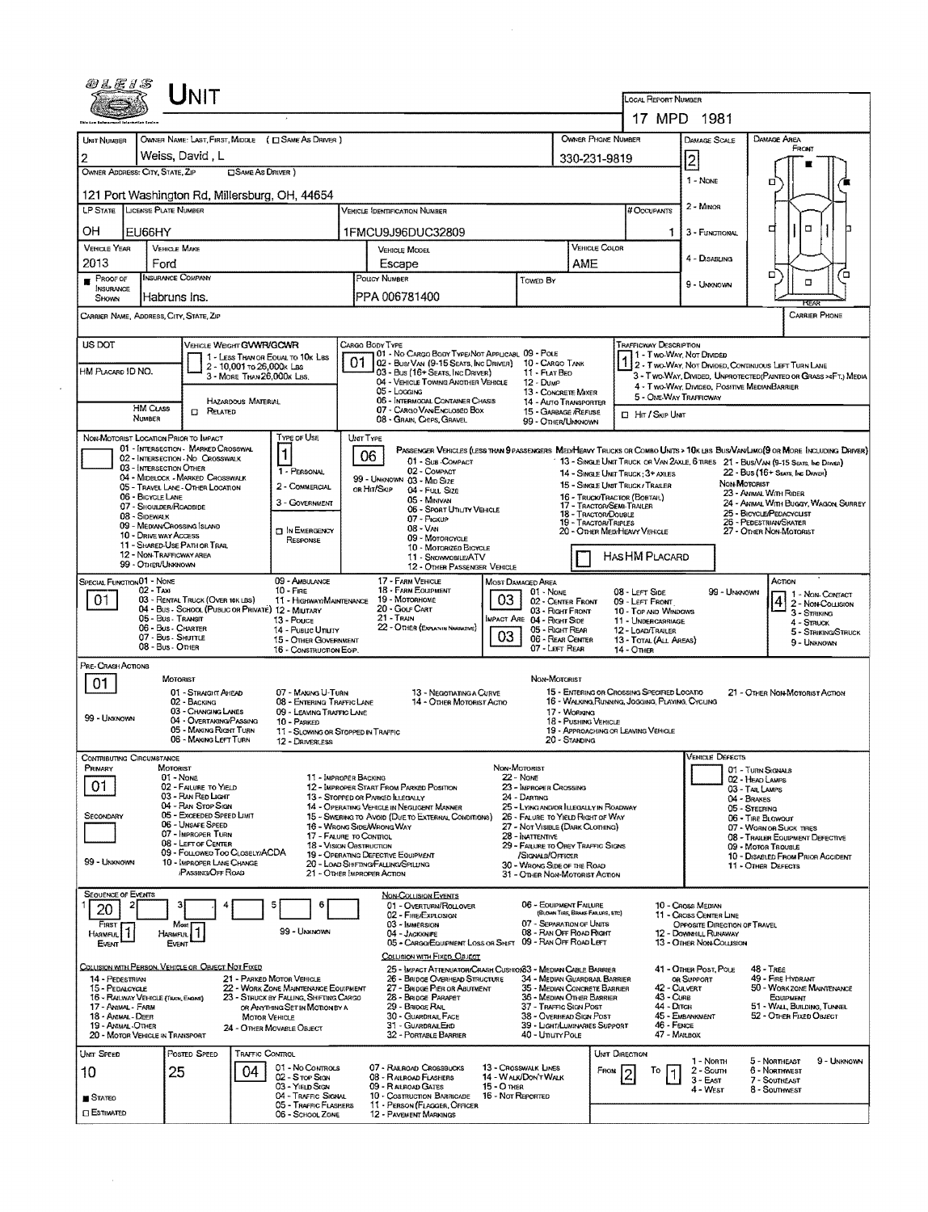# UNIT

**Local Report Number:** 17 MPD 1981

| Unit Number | Owner Name: Last, First, Middle ( Same As Driver ) | Owner Phone Number | Damage Scale | Damage Area |
|---|---|---|---|---|
| 2 | Weiss, David, L | 330-231-9819 | 2 | Front |

**Owner Address: City, State, Zip** ( Same As Driver ): 121 Port Washington Rd, Millersburg, OH, 44654

| LP State | License Plate Number | Vehicle Identification Number | # Occupants |
|---|---|---|---|
| OH | EU66HY | 1FMCU9J96DUC32809 | 1 |

| Vehicle Year | Vehicle Make | Vehicle Model | Vehicle Color |
|---|---|---|---|
| 2013 | Ford | Escape | AME |

| Proof of Insurance Shown | Insurance Company | Policy Number | Towed By |
|---|---|---|---|
| ■ | Habruns Ins. | PPA 006781400 | |

Damage Scale: 1 - None; 2 - Minor; 3 - Functional; 4 - Disabling; 9 - Unknown

Carrier Name, Address, City, State, Zip: | Carrier Phone:

US DOT: | HM Placard ID No.: | HM Class Number: | Hazardous Material: ☐ Related

**Vehicle Weight GVWR/GCWR:** 1 - Less Than or Equal to 10k Lbs; 2 - 10,001 to 26,000k Lbs; 3 - More Than 26,000k Lbs.

**Cargo Body Type:** 01
01 - No Cargo Body Type/Not Applicabl; 02 - Bus/Van (9-15 Seats, Inc Driver); 03 - Bus (16+ Seats, Inc Driver); 04 - Vehicle Towing Another Vehicle; 05 - Logging; 06 - Intermodal Container Chasis; 07 - Cargo Van/Enclosed Box; 08 - Grain, Chips, Gravel; 09 - Pole; 10 - Cargo Tank; 11 - Flat Bed; 12 - Dump; 13 - Concrete Mixer; 14 - Auto Transporter; 15 - Garbage/Refuse; 99 - Other/Unknown

**Trafficway Description:** 1
1 - Two-Way, Not Divided; 2 - Two-Way, Not Divided, Continuous Left Turn Lane; 3 - Two-Way, Divided, Unprotected(Painted or Grass >4Ft.) Media; 4 - Two-Way, Divided, Positive Median Barrier; 5 - One-Way Trafficway
☐ Hit / Skip Unit

**Non-Motorist Location Prior to Impact:**
01 - Intersection - Marked Crosswalk; 02 - Intersection - No Crosswalk; 03 - Intersection Other; 04 - Midblock - Marked Crosswalk; 05 - Travel Lane - Other Location; 06 - Bicycle Lane; 07 - Shoulder/Roadside; 08 - Sidewalk; 09 - Median/Crossing Island; 10 - Drive way Access; 11 - Shared-Use Path or Trail; 12 - Non-Trafficway Area; 99 - Other/Unknown

**Type of Use:** 1
1 - Personal; 2 - Commercial; 3 - Government; ☐ In Emergency Response

**Unit Type:** 06
Passenger Vehicles (less than 9 passengers): 01 - Sub Compact; 02 - Compact; 99 - Unknown 03 - Mid Size or Hit/Skip; 04 - Full Size; 05 - Minivan; 06 - Sport Utility Vehicle; 07 - Pickup; 08 - Van; 09 - Motorcycle; 10 - Motorized Bicycle; 11 - Snowmobile/ATV; 12 - Other Passenger Vehicle
Med/Heavy Trucks or Combo Units > 10k lbs Bus/Van/Limo (9 or More Including Driver): 13 - Single Unit Truck or Van 2axle, 6 Tires; 14 - Single Unit Truck; 3+ Axles; 15 - Single Unit Truck / Trailer; 16 - Truck/Tractor (Bobtail); 17 - Tractor/Semi-Trailer; 18 - Tractor/Double; 19 - Tractor/Triples; 20 - Other Med/Heavy Vehicle; 21 - Bus/Van (9-15 Seats, Inc Driver); 22 - Bus (16+ Seats, Inc Driver)
Non-Motorist: 23 - Animal With Rider; 24 - Animal With Buggy, Wagon, Surrey; 25 - Bicycle/Pedacyclist; 26 - Pedestrian/Skater; 27 - Other Non-Motorist
☐ Has HM Placard

**Special Function:** 01
01 - None; 02 - Taxi; 03 - Rental Truck (Over 10k lbs); 04 - Bus - School (Public or Private); 05 - Bus - Transit; 06 - Bus - Charter; 07 - Bus - Shuttle; 08 - Bus - Other; 09 - Ambulance; 10 - Fire; 11 - Highway/Maintenance; 12 - Military; 13 - Police; 14 - Public Utility; 15 - Other Government; 16 - Construction Eqip.; 17 - Farm Vehicle; 18 - Farm Equipment; 19 - Motorhome; 20 - Golf Cart; 21 - Train; 22 - Other (Explain in Narrative)

**Most Damaged Area:** 03 | **Impact Are:** 03
01 - None; 02 - Center Front; 03 - Right Front; 04 - Right Side; 05 - Right Rear; 06 - Rear Center; 07 - Left Rear; 08 - Left Side; 09 - Left Front; 10 - Top and Windows; 11 - Undercarriage; 12 - Load/Trailer; 13 - Total (All Areas); 14 - Other; 99 - Unknown

**Action:** 4
1 - Non-Contact; 2 - Non-Collision; 3 - Striking; 4 - Struck; 5 - Striking/Struck; 9 - Unknown

**Pre-Crash Actions:** 01
Motorist: 01 - Straight Ahead; 02 - Backing; 03 - Changing Lanes; 04 - Overtaking/Passing; 05 - Making Right Turn; 06 - Making Left Turn; 07 - Making U-Turn; 08 - Entering Traffic Lane; 09 - Leaving Traffic Lane; 10 - Parked; 11 - Slowing or Stopped in Traffic; 12 - Driverless; 13 - Negotiating a Curve; 14 - Other Motorist Actio; 99 - Unknown
Non-Motorist: 15 - Entering or Crossing Specified Locatio; 16 - Walking, Running, Jogging, Playing, Cycling; 17 - Working; 18 - Pushing Vehicle; 19 - Approaching or Leaving Vehicle; 20 - Standing; 21 - Other Non-Motorist Action

**Contributing Circumstance:** Primary: 01 | Secondary: 
Motorist: 01 - None; 02 - Failure to Yield; 03 - Ran Red Light; 04 - Ran Stop Sign; 05 - Exceeded Speed Limit; 06 - Unsafe Speed; 07 - Improper Turn; 08 - Left of Center; 09 - Followed Too Closely/ACDA; 10 - Improper Lane Change/Passing/Off Road; 11 - Improper Backing; 12 - Improper Start From Parked Position; 13 - Stopped or Parked Illegally; 14 - Operating Vehicle in Negligent Manner; 15 - Swering to Avoid (Due to External Conditions); 16 - Wrong Side/Wrong Way; 17 - Failure to Control; 18 - Vision Obstruction; 19 - Operating Defective Equipment; 20 - Load Shifting/Falling/Spilling; 21 - Other Improper Action; 99 - Unknown
Non-Motorist: 22 - None; 23 - Improper Crossing; 24 - Darting; 25 - Lying and/or Illegally in Roadway; 26 - Failure to Yield Right of Way; 27 - Not Visible (Dark Clothing); 28 - Inattentive; 29 - Failure to Obey Traffic Signs/Signals/Officer; 30 - Wrong Side of the Road; 31 - Other Non-Motorist Action

**Vehicle Defects:** 01 - Turn Signals; 02 - Head Lamps; 03 - Tail Lamps; 04 - Brakes; 05 - Steering; 06 - Tire Blowout; 07 - Worn or Slick Tires; 08 - Trailer Equipment Defective; 09 - Motor Trouble; 10 - Disabled From Prior Accident; 11 - Other Defects

**Sequence of Events:** 1: 20 | 2: | 3: | 4: | 5: | 6:
First Harmful Event: 1 | Most Harmful Event: 1 | 99 - Unknown

Non-Collision Events: 01 - Overturn/Rollover; 02 - Fire/Explosion; 03 - Immersion; 04 - Jackknife; 05 - Cargo/Equipment Loss or Shift; 06 - Equipment Failure (Blown Tire, Brake Failure, etc); 07 - Separation of Units; 08 - Ran Off Road Right; 09 - Ran Off Road Left; 10 - Cross Median; 11 - Cross Center Line Opposite Direction of Travel; 12 - Downhill Runaway; 13 - Other Non-Collision

Collision with Person, Vehicle or Object Not Fixed: 14 - Pedestrian; 15 - Pedalcycle; 16 - Railway Vehicle (Train, Engine); 17 - Animal - Farm; 18 - Animal - Deer; 19 - Animal - Other; 20 - Motor Vehicle in Transport; 21 - Parked Motor Vehicle; 22 - Work Zone Maintenance Equipment; 23 - Struck by Falling, Shifting Cargo or Anything Set in Motion by a Motor Vehicle; 24 - Other Movable Object

Collision with Fixed, Object: 25 - Impact Attenuator/Crash Cushion; 26 - Bridge Overhead Structure; 27 - Bridge Pier or Abutment; 28 - Bridge Parapet; 29 - Bridge Rail; 30 - Guardrail Face; 31 - Guardrail End; 32 - Portable Barrier; 33 - Median Cable Barrier; 34 - Median Guardrail Barrier; 35 - Median Concrete Barrier; 36 - Median Other Barrier; 37 - Traffic Sign Post; 38 - Overhead Sign Post; 39 - Light/Luminaries Support; 40 - Utility Pole; 41 - Other Post, Pole or Support; 42 - Culvert; 43 - Curb; 44 - Ditch; 45 - Embankment; 46 - Fence; 47 - Mailbox; 48 - Tree; 49 - Fire Hydrant; 50 - Work Zone Maintenance Equipment; 51 - Wall, Building, Tunnel; 52 - Other Fixed Object

| Unit Speed | Posted Speed | Traffic Control | Unit Direction |
|---|---|---|---|
| 10 | 25 | 04 | From 2 To 1 |

■ Stated ☐ Estimated

Traffic Control: 01 - No Controls; 02 - Stop Sign; 03 - Yield Sign; 04 - Traffic Signal; 05 - Traffic Flashers; 06 - School Zone; 07 - Railroad Crossbucks; 08 - Railroad Flashers; 09 - Railroad Gates; 10 - Costruction Barricade; 11 - Person (Flagger, Officer); 12 - Pavement Markings; 13 - Crosswalk Lines; 14 - Walk/Don't Walk; 15 - Other; 16 - Not Reported

Unit Direction: 1 - North; 2 - South; 3 - East; 4 - West; 5 - Northeast; 6 - Northwest; 7 - Southeast; 8 - Southwest; 9 - Unknown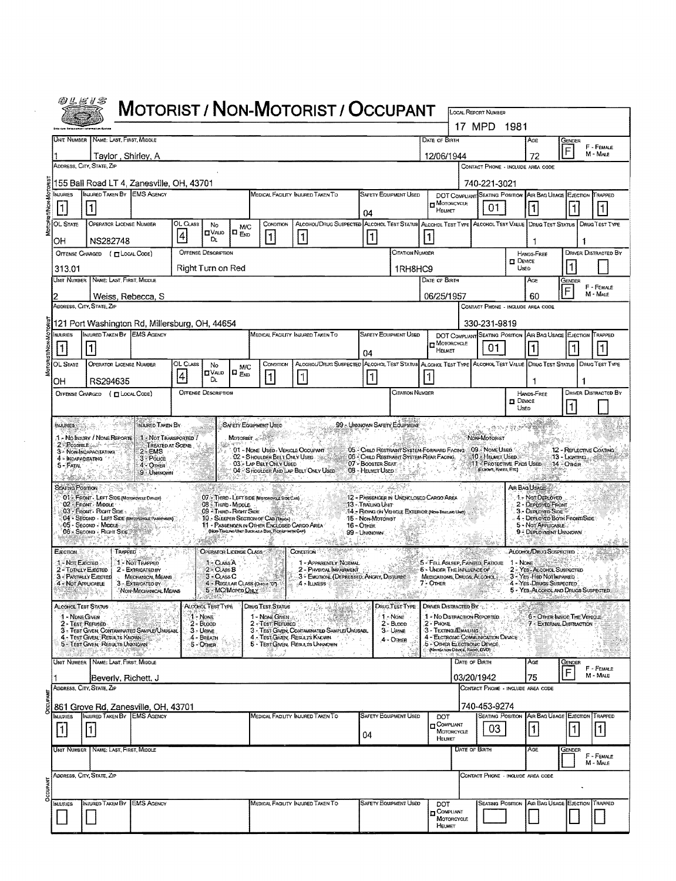# MOTORIST / NON-MOTORIST / OCCUPANT

LOCAL REPORT NUMBER: 17 MPD 1981

## MOTORIST/NON-MOTORIST

| UNIT NUMBER | NAME: LAST, FIRST, MIDDLE | DATE OF BIRTH | AGE | GENDER (F - FEMALE, M - MALE) |
|---|---|---|---|---|
| 1 | Taylor , Shirley, A | 12/06/1944 | 72 | F |

| ADDRESS, CITY, STATE, ZIP | CONTACT PHONE - INCLUDE AREA CODE |
|---|---|
| 155 Ball Road LT 4, Zanesville, OH, 43701 | 740-221-3021 |

| INJURIES | INJURED TAKEN BY | EMS AGENCY | MEDICAL FACILITY INJURED TAKEN TO | SAFETY EQUIPMENT USED | DOT COMPLIANT MOTORCYCLE HELMET | SEATING POSITION | AIR BAG USAGE | EJECTION | TRAPPED |
|---|---|---|---|---|---|---|---|---|---|
| 1 | 1 | | | 04 | | 01 | 1 | 1 | 1 |

| OL STATE | OPERATOR LICENSE NUMBER | OL CLASS | NO VALID DL | M/C END | CONDITION | ALCOHOL/DRUG SUSPECTED | ALCOHOL TEST STATUS | ALCOHOL TEST TYPE | ALCOHOL TEST VALUE | DRUG TEST STATUS | DRUG TEST TYPE |
|---|---|---|---|---|---|---|---|---|---|---|---|
| OH | NS282748 | 4 | | | 1 | 1 | 1 | 1 | | 1 | 1 |

| OFFENSE CHARGED ( LOCAL CODE) | OFFENSE DESCRIPTION | CITATION NUMBER | HANDS-FREE DEVICE USED | DRIVER DISTRACTED BY |
|---|---|---|---|---|
| 313.01 | Right Turn on Red | 1RH8HC9 | | 1 |

| UNIT NUMBER | NAME: LAST, FIRST, MIDDLE | DATE OF BIRTH | AGE | GENDER (F - FEMALE, M - MALE) |
|---|---|---|---|---|
| 2 | Weiss, Rebecca, S | 06/25/1957 | 60 | F |

| ADDRESS, CITY, STATE, ZIP | CONTACT PHONE - INCLUDE AREA CODE |
|---|---|
| 121 Port Washington Rd, Millersburg, OH, 44654 | 330-231-9819 |

| INJURIES | INJURED TAKEN BY | EMS AGENCY | MEDICAL FACILITY INJURED TAKEN TO | SAFETY EQUIPMENT USED | DOT COMPLIANT MOTORCYCLE HELMET | SEATING POSITION | AIR BAG USAGE | EJECTION | TRAPPED |
|---|---|---|---|---|---|---|---|---|---|
| 1 | 1 | | | 04 | | 01 | 1 | 1 | 1 |

| OL STATE | OPERATOR LICENSE NUMBER | OL CLASS | NO VALID DL | M/C END | CONDITION | ALCOHOL/DRUG SUSPECTED | ALCOHOL TEST STATUS | ALCOHOL TEST TYPE | ALCOHOL TEST VALUE | DRUG TEST STATUS | DRUG TEST TYPE |
|---|---|---|---|---|---|---|---|---|---|---|---|
| OH | RS294635 | 4 | | | 1 | 1 | 1 | 1 | | 1 | 1 |

| OFFENSE CHARGED ( LOCAL CODE) | OFFENSE DESCRIPTION | CITATION NUMBER | HANDS-FREE DEVICE USED | DRIVER DISTRACTED BY |
|---|---|---|---|---|
| | | | | 1 |

## Codes

**INJURIES:** 1 - No Injury / None Reported; 2 - Possible; 3 - Non-Incapacitating; 4 - Incapacitating; 5 - Fatal

**INJURED TAKEN BY:** 1 - Not Transported / Treated at Scene; 2 - EMS; 3 - Police; 4 - Other; 9 - Unknown

**SAFETY EQUIPMENT USED:** 99 - Unknown Safety Equipment
- Motorist: 01 - None Used - Vehicle Occupant; 02 - Shoulder Belt Only Used; 03 - Lap Belt Only Used; 04 - Shoulder and Lap Belt Only Used; 05 - Child Restraint System-Forward Facing; 06 - Child Restraint System-Rear Facing; 07 - Booster Seat; 08 - Helmet Used
- Non-Motorist: 09 - None Used; 10 - Helmet Used; 11 - Protective Pads Used (Elbows, Knees, etc); 12 - Reflective Coating; 13 - Lighting; 14 - Other

**SEATING POSITION:** 01 - Front - Left Side (Motorcycle Driver); 02 - Front - Middle; 03 - Front - Right Side; 04 - Second - Left Side (Motorcycle Passenger); 05 - Second - Middle; 06 - Second - Right Side; 07 - Third - Left Side (Motorcycle Side Car); 08 - Third - Middle; 09 - Third - Right Side; 10 - Sleeper Section of Cab (Truck); 11 - Passenger in Other Enclosed Cargo Area (Non-Trailing Unit Such as a Bus, Pick-up with Cap); 12 - Passenger in Unenclosed Cargo Area; 13 - Trailing Unit; 14 - Riding on Vehicle Exterior (Non-Trailing Unit); 15 - Non-Motorist; 16 - Other; 99 - Unknown

**AIR BAG USAGE:** 1 - Not Deployed; 2 - Deployed Front; 3 - Deployed Side; 4 - Deployed Both Front/Side; 5 - Not Applicable; 9 - Deployment Unknown

**EJECTION:** 1 - Not Ejected; 2 - Totally Ejected; 3 - Partially Ejected; 4 - Not Applicable

**TRAPPED:** 1 - Not Trapped; 2 - Extricated by Mechanical Means; 3 - Extricated by Non-Mechanical Means

**OPERATOR LICENSE CLASS:** 1 - Class A; 2 - Class B; 3 - Class C; 4 - Regular Class (Ohio is "D"); 5 - M/C Moped Only

**CONDITION:** 1 - Apparently Normal; 2 - Physical Impairment; 3 - Emotional (Depressed, Angry, Disturbed); 4 - Illness; 5 - Fell Asleep, Fainted, Fatigue; 6 - Under the Influence of Medications, Drugs, Alcohol; 7 - Other

**ALCOHOL/DRUG SUSPECTED:** 1 - None; 2 - Yes - Alcohol Suspected; 3 - Yes - HBD Not Impaired; 4 - Yes - Drugs Suspected; 5 - Yes - Alcohol and Drugs Suspected

**ALCOHOL TEST STATUS:** 1 - None Given; 2 - Test Refused; 3 - Test Given, Contaminated Sample/Unusable; 4 - Test Given, Results Known; 5 - Test Given, Results Unknown

**ALCOHOL TEST TYPE:** 1 - None; 2 - Blood; 3 - Urine; 4 - Breath; 5 - Other

**DRUG TEST STATUS:** 1 - None Given; 2 - Test Refused; 3 - Test Given, Contaminated Sample/Unusable; 4 - Test Given, Results Known; 5 - Test Given, Results Unknown

**DRUG TEST TYPE:** 1 - None; 2 - Blood; 3 - Urine; 4 - Other

**DRIVER DISTRACTED BY:** 1 - No Distraction Reported; 2 - Phone; 3 - Texting/Emailing; 4 - Electronic Communication Device; 5 - Other Electronic Device (Navigation Device, Radio, DVD); 6 - Other Inside the Vehicle; 7 - External Distraction

## OCCUPANT

| UNIT NUMBER | NAME: LAST, FIRST, MIDDLE | DATE OF BIRTH | AGE | GENDER (F - FEMALE, M - MALE) |
|---|---|---|---|---|
| 1 | Beverly, Richett, J | 03/20/1942 | 75 | F |

| ADDRESS, CITY, STATE, ZIP | CONTACT PHONE - INCLUDE AREA CODE |
|---|---|
| 861 Grove Rd, Zanesville, OH, 43701 | 740-453-9274 |

| INJURIES | INJURED TAKEN BY | EMS AGENCY | MEDICAL FACILITY INJURED TAKEN TO | SAFETY EQUIPMENT USED | DOT COMPLIANT MOTORCYCLE HELMET | SEATING POSITION | AIR BAG USAGE | EJECTION | TRAPPED |
|---|---|---|---|---|---|---|---|---|---|
| 1 | 1 | | | 04 | | 03 | 1 | 1 | 1 |

## OCCUPANT

| UNIT NUMBER | NAME: LAST, FIRST, MIDDLE | DATE OF BIRTH | AGE | GENDER (F - FEMALE, M - MALE) |
|---|---|---|---|---|
| | | | | |

| ADDRESS, CITY, STATE, ZIP | CONTACT PHONE - INCLUDE AREA CODE |
|---|---|
| | |

| INJURIES | INJURED TAKEN BY | EMS AGENCY | MEDICAL FACILITY INJURED TAKEN TO | SAFETY EQUIPMENT USED | DOT COMPLIANT MOTORCYCLE HELMET | SEATING POSITION | AIR BAG USAGE | EJECTION | TRAPPED |
|---|---|---|---|---|---|---|---|---|---|
| | | | | | | | | | |